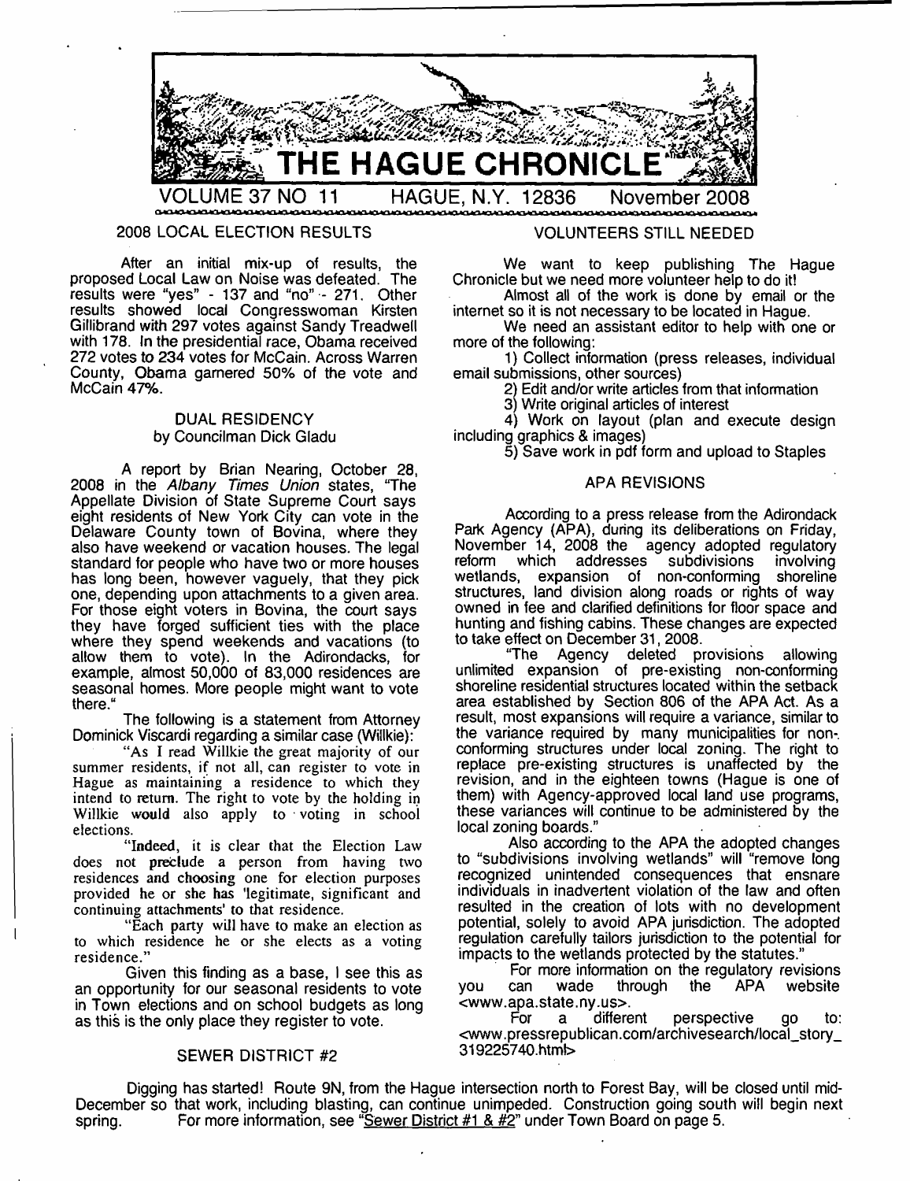# THE HAGUE CHRONICLE

VOLUME 37 NO 11 HAGUE, N.Y. 12836 November 2008

## 2008 LOCAL ELECTION RESULTS

After an initial mix-up of results, the proposed Local Law on Noise was defeated. The results were "yes" - 137 and "no" - 271. Other results showed local Congresswoman Kirsten Gillibrand with 297 votes against Sandy Treadwell with 178. In the presidential race, Obama received 272 votes to 234 votes for McCain. Across Warren County, Obama garnered 50% of the vote and McCain 47%.

## DUAL RESIDENCY

by Councilman Dick Gladu

A report by Brian Nearing, October 28, 2008 in the *Albany Times Union* states, "The Appellate Division of State Supreme Court says eight residents of New York City can vote in the Delaware County town of Bovina, where they also have weekend or vacation houses. The legal standard for people who have two or more houses has long been, however vaguely, that they pick one, depending upon attachments to a given area. For those eight voters in Bovina, the court says they have forged sufficient ties with the place where they spend weekends and vacations (to allow them to vote). In the Adirondacks, for example, almost 50,000 of 83,000 residences are seasonal homes. More people might want to vote there."

The following is a statement from Attorney Dominick Viscardi regarding a similar case (Willkie):

"As I read Willkie the great majority of our summer residents, if not all, can register to vote in Hague as maintaining a residence to which they intend to return. The right to vote by the holding in Willkie would also apply to voting in school elections.

"Indeed, it is clear that the Election Law does not preclude a person from having two residences and choosing one for election purposes provided he or she has 'legitimate, significant and continuing attachments' to that residence.

"Each party will have to make an election as to which residence he or she elects as a voting residence."

Given this finding as a base, I see this as an opportunity for our seasonal residents to vote in Town elections and on school budgets as long as this is the only place they register to vote.

## SEWER DISTRICT #2

Digging has started! Route 9N, from the Hague intersection north to Forest Bay, will be closed until mid-December so that work, including blasting, can continue unimpeded. Construction going south will begin next spring. For more information, see "Sewer District #1 & #2" under Town Board on page 5.

## VOLUNTEERS STILL NEEDED

We want to keep publishing The Hague Chronicle but we need more volunteer help to do it!

Almost all of the work is done by email or the internet so it is not necessary to be located in Hague.

We need an assistant editor to help with one or more of the following:

1) Collect information (press releases, individual email submissions, other sources)
2) Edit and/or write articles from that information
3) Write original articles of interest
4) Work on layout (plan and execute design including graphics & images)
5) Save work in pdf form and upload to Staples

## APA REVISIONS

According to a press release from the Adirondack Park Agency (APA), during its deliberations on Friday, November 14, 2008 the agency adopted regulatory reform which addresses subdivisions involving wetlands, expansion of non-conforming shoreline structures, land division along roads or rights of way owned in fee and clarified definitions for floor space and hunting and fishing cabins. These changes are expected to take effect on December 31, 2008.

"The Agency deleted provisions allowing unlimited expansion of pre-existing non-conforming shoreline residential structures located within the setback area established by Section 806 of the APA Act. As a result, most expansions will require a variance, similar to the variance required by many municipalities for non-conforming structures under local zoning. The right to replace pre-existing structures is unaffected by the revision, and in the eighteen towns (Hague is one of them) with Agency-approved local land use programs, these variances will continue to be administered by the local zoning boards."

Also according to the APA the adopted changes to "subdivisions involving wetlands" will "remove long recognized unintended consequences that ensnare individuals in inadvertent violation of the law and often resulted in the creation of lots with no development potential, solely to avoid APA jurisdiction. The adopted regulation carefully tailors jurisdiction to the potential for impacts to the wetlands protected by the statutes."

For more information on the regulatory revisions you can wade through the APA website <www.apa.state.ny.us>.

For a different perspective go to: <www.pressrepublican.com/archivesearch/local_story_319225740.html>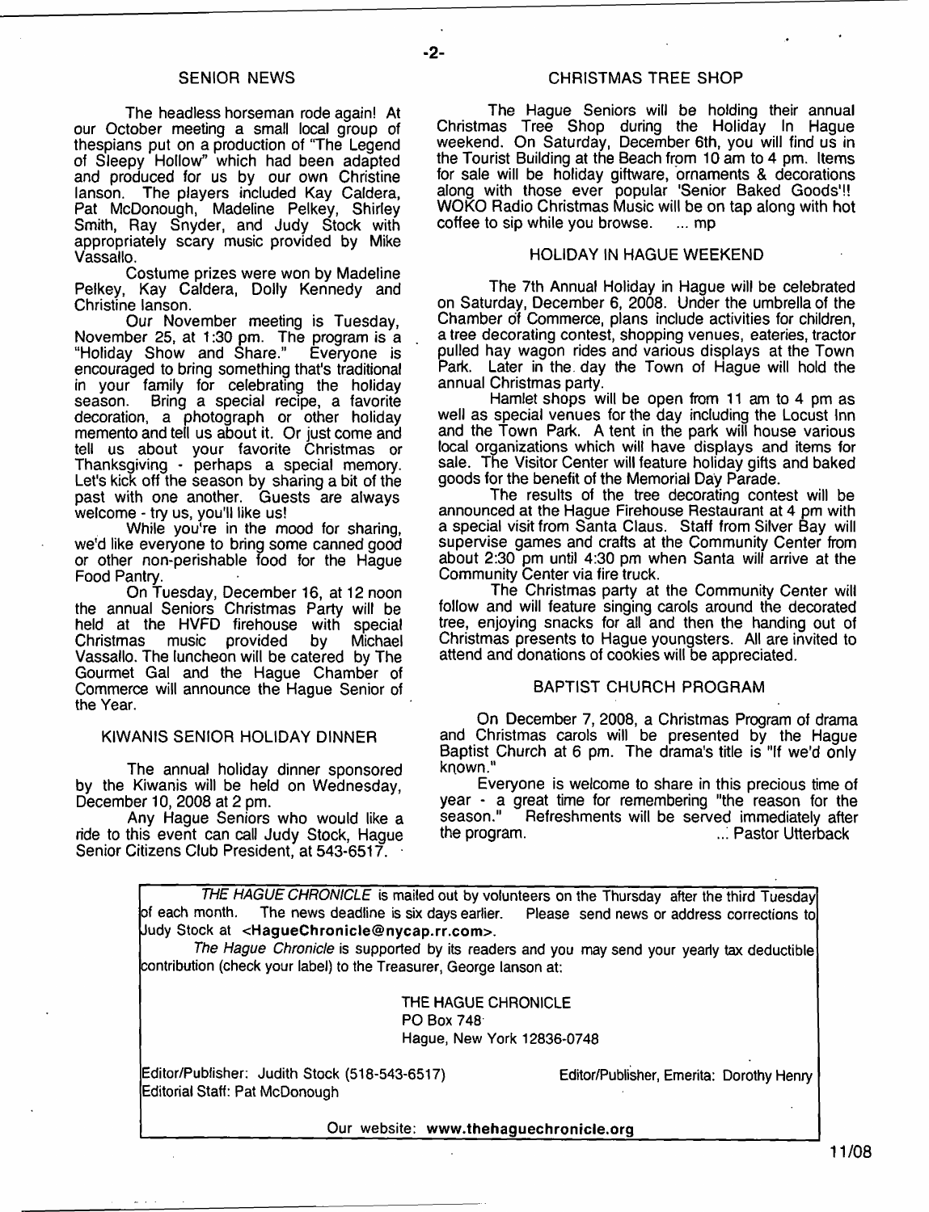## SENIOR NEWS

The headless horseman rode again! At our October meeting a small local group of thespians put on a production of "The Legend of Sleepy Hollow" which had been adapted and produced for us by our own Christine Ianson. The players included Kay Caldera, Pat McDonough, Madeline Pelkey, Shirley Smith, Ray Snyder, and Judy Stock with appropriately scary music provided by Mike Vassallo.

Costume prizes were won by Madeline Pelkey, Kay Caldera, Dolly Kennedy and Christine Ianson.

Our November meeting is Tuesday, November 25, at 1:30 pm. The program is a "Holiday Show and Share." Everyone is encouraged to bring something that's traditional in your family for celebrating the holiday season. Bring a special recipe, a favorite decoration, a photograph or other holiday memento and tell us about it. Or just come and tell us about your favorite Christmas or Thanksgiving - perhaps a special memory. Let's kick off the season by sharing a bit of the past with one another. Guests are always welcome - try us, you'll like us!

While you're in the mood for sharing, we'd like everyone to bring some canned good or other non-perishable food for the Hague Food Pantry.

On Tuesday, December 16, at 12 noon the annual Seniors Christmas Party will be held at the HVFD firehouse with special Christmas music provided by Michael Vassallo. The luncheon will be catered by The Gourmet Gal and the Hague Chamber of Commerce will announce the Hague Senior of the Year.

## KIWANIS SENIOR HOLIDAY DINNER

The annual holiday dinner sponsored by the Kiwanis will be held on Wednesday, December 10, 2008 at 2 pm.

Any Hague Seniors who would like a ride to this event can call Judy Stock, Hague Senior Citizens Club President, at 543-6517.

## CHRISTMAS TREE SHOP

The Hague Seniors will be holding their annual Christmas Tree Shop during the Holiday In Hague weekend. On Saturday, December 6th, you will find us in the Tourist Building at the Beach from 10 am to 4 pm. Items for sale will be holiday giftware, ornaments & decorations along with those ever popular 'Senior Baked Goods'!! WOKO Radio Christmas Music will be on tap along with hot coffee to sip while you browse. ... mp

## HOLIDAY IN HAGUE WEEKEND

The 7th Annual Holiday in Hague will be celebrated on Saturday, December 6, 2008. Under the umbrella of the Chamber of Commerce, plans include activities for children, a tree decorating contest, shopping venues, eateries, tractor pulled hay wagon rides and various displays at the Town Park. Later in the day the Town of Hague will hold the annual Christmas party.

Hamlet shops will be open from 11 am to 4 pm as well as special venues for the day including the Locust Inn and the Town Park. A tent in the park will house various local organizations which will have displays and items for sale. The Visitor Center will feature holiday gifts and baked goods for the benefit of the Memorial Day Parade.

The results of the tree decorating contest will be announced at the Hague Firehouse Restaurant at 4 pm with a special visit from Santa Claus. Staff from Silver Bay will supervise games and crafts at the Community Center from about 2:30 pm until 4:30 pm when Santa will arrive at the Community Center via fire truck.

The Christmas party at the Community Center will follow and will feature singing carols around the decorated tree, enjoying snacks for all and then the handing out of Christmas presents to Hague youngsters. All are invited to attend and donations of cookies will be appreciated.

## BAPTIST CHURCH PROGRAM

On December 7, 2008, a Christmas Program of drama and Christmas carols will be presented by the Hague Baptist Church at 6 pm. The drama's title is "If we'd only known."

Everyone is welcome to share in this precious time of year - a great time for remembering "the reason for the season." Refreshments will be served immediately after the program. ... Pastor Utterback

---

*THE HAGUE CHRONICLE* is mailed out by volunteers on the Thursday after the third Tuesday of each month. The news deadline is six days earlier. Please send news or address corrections to Judy Stock at **<HagueChronicle@nycap.rr.com>**.

*The Hague Chronicle* is supported by its readers and you may send your yearly tax deductible contribution (check your label) to the Treasurer, George Ianson at:

THE HAGUE CHRONICLE
PO Box 748
Hague, New York 12836-0748

Editor/Publisher: Judith Stock (518-543-6517) Editor/Publisher, Emerita: Dorothy Henry
Editorial Staff: Pat McDonough

Our website: **www.thehaguechronicle.org**

11/08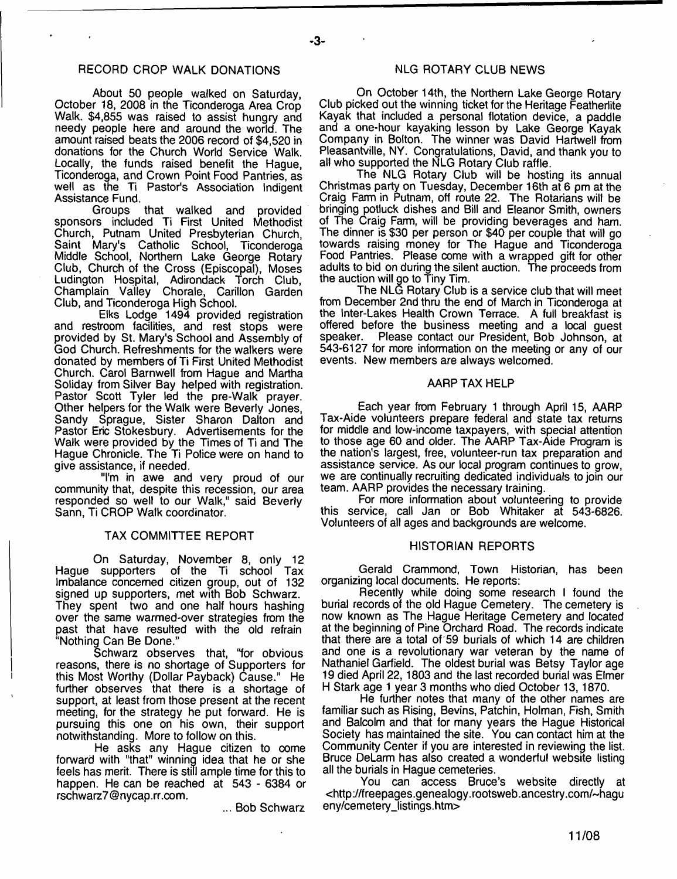## RECORD CROP WALK DONATIONS

About 50 people walked on Saturday, October 18, 2008 in the Ticonderoga Area Crop Walk. $4,855 was raised to assist hungry and needy people here and around the world. The amount raised beats the 2006 record of $4,520 in donations for the Church World Service Walk. Locally, the funds raised benefit the Hague, Ticonderoga, and Crown Point Food Pantries, as well as the Ti Pastor's Association Indigent Assistance Fund.

Groups that walked and provided sponsors included Ti First United Methodist Church, Putnam United Presbyterian Church, Saint Mary's Catholic School, Ticonderoga Middle School, Northern Lake George Rotary Club, Church of the Cross (Episcopal), Moses Ludington Hospital, Adirondack Torch Club, Champlain Valley Chorale, Carillon Garden Club, and Ticonderoga High School.

Elks Lodge 1494 provided registration and restroom facilities, and rest stops were provided by St. Mary's School and Assembly of God Church. Refreshments for the walkers were donated by members of Ti First United Methodist Church. Carol Barnwell from Hague and Martha Soliday from Silver Bay helped with registration. Pastor Scott Tyler led the pre-Walk prayer. Other helpers for the Walk were Beverly Jones, Sandy Sprague, Sister Sharon Dalton and Pastor Eric Stokesbury. Advertisements for the Walk were provided by the Times of Ti and The Hague Chronicle. The Ti Police were on hand to give assistance, if needed.

"I'm in awe and very proud of our community that, despite this recession, our area responded so well to our Walk," said Beverly Sann, Ti CROP Walk coordinator.

## TAX COMMITTEE REPORT

On Saturday, November 8, only 12 Hague supporters of the Ti school Tax Imbalance concerned citizen group, out of 132 signed up supporters, met with Bob Schwarz. They spent two and one half hours hashing over the same warmed-over strategies from the past that have resulted with the old refrain "Nothing Can Be Done."

Schwarz observes that, "for obvious reasons, there is no shortage of Supporters for this Most Worthy (Dollar Payback) Cause." He further observes that there is a shortage of support, at least from those present at the recent meeting, for the strategy he put forward. He is pursuing this one on his own, their support notwithstanding. More to follow on this.

He asks any Hague citizen to come forward with "that" winning idea that he or she feels has merit. There is still ample time for this to happen. He can be reached at 543 - 6384 or rschwarz7@nycap.rr.com.

... Bob Schwarz

## NLG ROTARY CLUB NEWS

On October 14th, the Northern Lake George Rotary Club picked out the winning ticket for the Heritage Featherlite Kayak that included a personal flotation device, a paddle and a one-hour kayaking lesson by Lake George Kayak Company in Bolton. The winner was David Hartwell from Pleasantville, NY. Congratulations, David, and thank you to all who supported the NLG Rotary Club raffle.

The NLG Rotary Club will be hosting its annual Christmas party on Tuesday, December 16th at 6 pm at the Craig Farm in Putnam, off route 22. The Rotarians will be bringing potluck dishes and Bill and Eleanor Smith, owners of The Craig Farm, will be providing beverages and ham. The dinner is $30 per person or $40 per couple that will go towards raising money for The Hague and Ticonderoga Food Pantries. Please come with a wrapped gift for other adults to bid on during the silent auction. The proceeds from the auction will go to Tiny Tim.

The NLG Rotary Club is a service club that will meet from December 2nd thru the end of March in Ticonderoga at the Inter-Lakes Health Crown Terrace. A full breakfast is offered before the business meeting and a local guest speaker. Please contact our President, Bob Johnson, at 543-6127 for more information on the meeting or any of our events. New members are always welcomed.

## AARP TAX HELP

Each year from February 1 through April 15, AARP Tax-Aide volunteers prepare federal and state tax returns for middle and low-income taxpayers, with special attention to those age 60 and older. The AARP Tax-Aide Program is the nation's largest, free, volunteer-run tax preparation and assistance service. As our local program continues to grow, we are continually recruiting dedicated individuals to join our team. AARP provides the necessary training.

For more information about volunteering to provide this service, call Jan or Bob Whitaker at 543-6826. Volunteers of all ages and backgrounds are welcome.

## HISTORIAN REPORTS

Gerald Crammond, Town Historian, has been organizing local documents. He reports:

Recently while doing some research I found the burial records of the old Hague Cemetery. The cemetery is now known as The Hague Heritage Cemetery and located at the beginning of Pine Orchard Road. The records indicate that there are a total of 59 burials of which 14 are children and one is a revolutionary war veteran by the name of Nathaniel Garfield. The oldest burial was Betsy Taylor age 19 died April 22, 1803 and the last recorded burial was Elmer H Stark age 1 year 3 months who died October 13, 1870.

He further notes that many of the other names are familiar such as Rising, Bevins, Patchin, Holman, Fish, Smith and Balcolm and that for many years the Hague Historical Society has maintained the site. You can contact him at the Community Center if you are interested in reviewing the list. Bruce DeLarm has also created a wonderful website listing all the burials in Hague cemeteries.

You can access Bruce's website directly at <http://freepages.genealogy.rootsweb.ancestry.com/~hagueny/cemetery_listings.htm>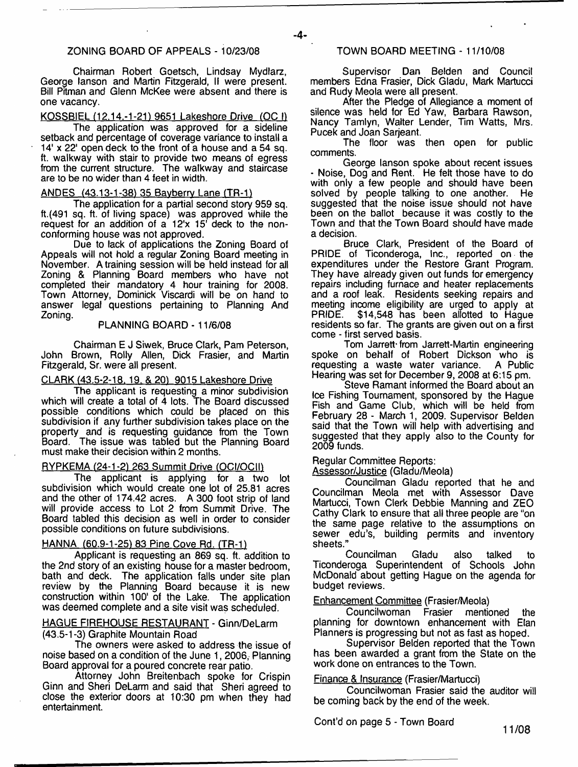## ZONING BOARD OF APPEALS - 10/23/08

Chairman Robert Goetsch, Lindsay Mydlarz, George Ianson and Martin Fitzgerald, II were present. Bill Pitman and Glenn McKee were absent and there is one vacancy.

KOSSBIEL (12.14.-1-21) 9651 Lakeshore Drive (OC I)

The application was approved for a sideline setback and percentage of coverage variance to install a 14' x 22' open deck to the front of a house and a 54 sq. ft. walkway with stair to provide two means of egress from the current structure. The walkway and staircase are to be no wider than 4 feet in width.

ANDES (43.13-1-38) 35 Bayberry Lane (TR-1)

The application for a partial second story 959 sq. ft.(491 sq. ft. of living space) was approved while the request for an addition of a 12'x 15' deck to the non-conforming house was not approved.

Due to lack of applications the Zoning Board of Appeals will not hold a regular Zoning Board meeting in November. A training session will be held instead for all Zoning & Planning Board members who have not completed their mandatory 4 hour training for 2008. Town Attorney, Dominick Viscardi will be on hand to answer legal questions pertaining to Planning And Zoning.

## PLANNING BOARD - 11/6/08

Chairman E J Siwek, Bruce Clark, Pam Peterson, John Brown, Rolly Allen, Dick Frasier, and Martin Fitzgerald, Sr. were all present.

CLARK (43.5-2-18, 19, & 20) 9015 Lakeshore Drive

The applicant is requesting a minor subdivision which will create a total of 4 lots. The Board discussed possible conditions which could be placed on this subdivision if any further subdivision takes place on the property and is requesting guidance from the Town Board. The issue was tabled but the Planning Board must make their decision within 2 months.

RYPKEMA (24-1-2) 263 Summit Drive (OCI/OCII)

The applicant is applying for a two lot subdivision which would create one lot of 25.81 acres and the other of 174.42 acres. A 300 foot strip of land will provide access to Lot 2 from Summit Drive. The Board tabled this decision as well in order to consider possible conditions on future subdivisions.

HANNA (60.9-1-25) 83 Pine Cove Rd. (TR-1)

Applicant is requesting an 869 sq. ft. addition to the 2nd story of an existing house for a master bedroom, bath and deck. The application falls under site plan review by the Planning Board because it is new construction within 100' of the Lake. The application was deemed complete and a site visit was scheduled.

HAGUE FIREHOUSE RESTAURANT - Ginn/DeLarm (43.5-1-3) Graphite Mountain Road

The owners were asked to address the issue of noise based on a condition of the June 1, 2006, Planning Board approval for a poured concrete rear patio.

Attorney John Breitenbach spoke for Crispin Ginn and Sheri DeLarm and said that Sheri agreed to close the exterior doors at 10:30 pm when they had entertainment.

## TOWN BOARD MEETING - 11/10/08

Supervisor Dan Belden and Council members Edna Frasier, Dick Gladu, Mark Martucci and Rudy Meola were all present.

After the Pledge of Allegiance a moment of silence was held for Ed Yaw, Barbara Rawson, Nancy Tamlyn, Walter Lender, Tim Watts, Mrs. Pucek and Joan Sarjeant.

The floor was then open for public comments.

George Ianson spoke about recent issues - Noise, Dog and Rent. He felt those have to do with only a few people and should have been solved by people talking to one another. He suggested that the noise issue should not have been on the ballot because it was costly to the Town and that the Town Board should have made a decision.

Bruce Clark, President of the Board of PRIDE of Ticonderoga, Inc., reported on the expenditures under the Restore Grant Program. They have already given out funds for emergency repairs including furnace and heater replacements and a roof leak. Residents seeking repairs and meeting income eligibility are urged to apply at PRIDE. $14,548 has been allotted to Hague residents so far. The grants are given out on a first come - first served basis.

Tom Jarrett from Jarrett-Martin engineering spoke on behalf of Robert Dickson who is requesting a waste water variance. A Public Hearing was set for December 9, 2008 at 6:15 pm.

Steve Ramant informed the Board about an Ice Fishing Tournament, sponsored by the Hague Fish and Game Club, which will be held from February 28 - March 1, 2009. Supervisor Belden said that the Town will help with advertising and suggested that they apply also to the County for 2009 funds.

Regular Committee Reports:

Assessor/Justice (Gladu/Meola)

Councilman Gladu reported that he and Councilman Meola met with Assessor Dave Martucci, Town Clerk Debbie Manning and ZEO Cathy Clark to ensure that all three people are "on the same page relative to the assumptions on sewer edu's, building permits and inventory sheets."

Councilman Gladu also talked to Ticonderoga Superintendent of Schools John McDonald about getting Hague on the agenda for budget reviews.

Enhancement Committee (Frasier/Meola)

Councilwoman Frasier mentioned the planning for downtown enhancement with Elan Planners is progressing but not as fast as hoped.

Supervisor Belden reported that the Town has been awarded a grant from the State on the work done on entrances to the Town.

Finance & Insurance (Frasier/Martucci)

Councilwoman Frasier said the auditor will be coming back by the end of the week.

Cont'd on page 5 - Town Board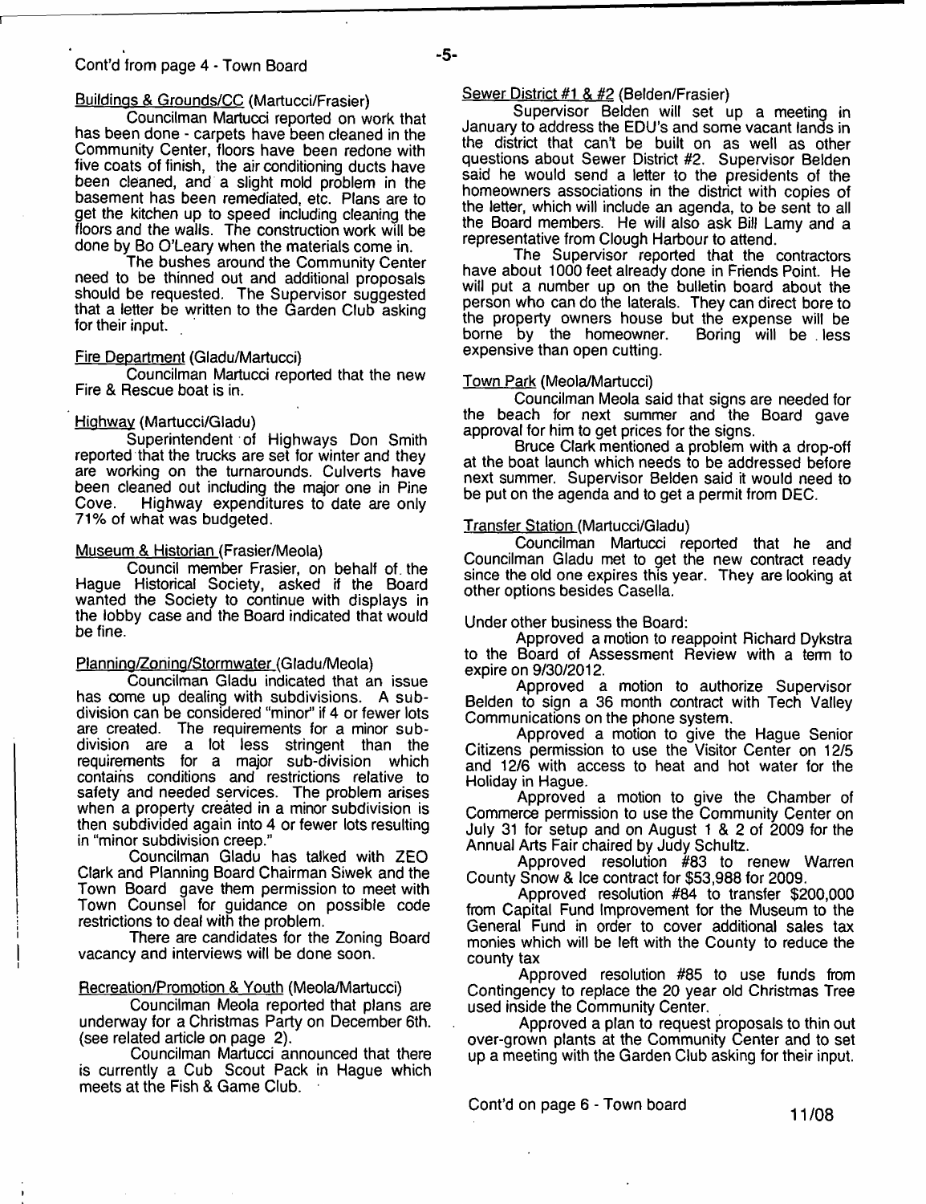Cont'd from page 4 - Town Board

Buildings & Grounds/CC (Martucci/Frasier)

Councilman Martucci reported on work that has been done - carpets have been cleaned in the Community Center, floors have been redone with five coats of finish, the air conditioning ducts have been cleaned, and a slight mold problem in the basement has been remediated, etc. Plans are to get the kitchen up to speed including cleaning the floors and the walls. The construction work will be done by Bo O'Leary when the materials come in.

The bushes around the Community Center need to be thinned out and additional proposals should be requested. The Supervisor suggested that a letter be written to the Garden Club asking for their input.

Fire Department (Gladu/Martucci)

Councilman Martucci reported that the new Fire & Rescue boat is in.

Highway (Martucci/Gladu)

Superintendent of Highways Don Smith reported that the trucks are set for winter and they are working on the turnarounds. Culverts have been cleaned out including the major one in Pine Cove. Highway expenditures to date are only 71% of what was budgeted.

Museum & Historian (Frasier/Meola)

Council member Frasier, on behalf of the Hague Historical Society, asked if the Board wanted the Society to continue with displays in the lobby case and the Board indicated that would be fine.

Planning/Zoning/Stormwater (Gladu/Meola)

Councilman Gladu indicated that an issue has come up dealing with subdivisions. A subdivision can be considered "minor" if 4 or fewer lots are created. The requirements for a minor subdivision are a lot less stringent than the requirements for a major sub-division which contains conditions and restrictions relative to safety and needed services. The problem arises when a property created in a minor subdivision is then subdivided again into 4 or fewer lots resulting in "minor subdivision creep."

Councilman Gladu has talked with ZEO Clark and Planning Board Chairman Siwek and the Town Board gave them permission to meet with Town Counsel for guidance on possible code restrictions to deal with the problem.

There are candidates for the Zoning Board vacancy and interviews will be done soon.

Recreation/Promotion & Youth (Meola/Martucci)

Councilman Meola reported that plans are underway for a Christmas Party on December 6th. (see related article on page 2).

Councilman Martucci announced that there is currently a Cub Scout Pack in Hague which meets at the Fish & Game Club.

Sewer District #1 & #2 (Belden/Frasier)

Supervisor Belden will set up a meeting in January to address the EDU's and some vacant lands in the district that can't be built on as well as other questions about Sewer District #2. Supervisor Belden said he would send a letter to the presidents of the homeowners associations in the district with copies of the letter, which will include an agenda, to be sent to all the Board members. He will also ask Bill Lamy and a representative from Clough Harbour to attend.

The Supervisor reported that the contractors have about 1000 feet already done in Friends Point. He will put a number up on the bulletin board about the person who can do the laterals. They can direct bore to the property owners house but the expense will be borne by the homeowner. Boring will be less expensive than open cutting.

Town Park (Meola/Martucci)

Councilman Meola said that signs are needed for the beach for next summer and the Board gave approval for him to get prices for the signs.

Bruce Clark mentioned a problem with a drop-off at the boat launch which needs to be addressed before next summer. Supervisor Belden said it would need to be put on the agenda and to get a permit from DEC.

Transfer Station (Martucci/Gladu)

Councilman Martucci reported that he and Councilman Gladu met to get the new contract ready since the old one expires this year. They are looking at other options besides Casella.

Under other business the Board:

Approved a motion to reappoint Richard Dykstra to the Board of Assessment Review with a term to expire on 9/30/2012.

Approved a motion to authorize Supervisor Belden to sign a 36 month contract with Tech Valley Communications on the phone system.

Approved a motion to give the Hague Senior Citizens permission to use the Visitor Center on 12/5 and 12/6 with access to heat and hot water for the Holiday in Hague.

Approved a motion to give the Chamber of Commerce permission to use the Community Center on July 31 for setup and on August 1 & 2 of 2009 for the Annual Arts Fair chaired by Judy Schultz.

Approved resolution #83 to renew Warren County Snow & Ice contract for $53,988 for 2009.

Approved resolution #84 to transfer $200,000 from Capital Fund Improvement for the Museum to the General Fund in order to cover additional sales tax monies which will be left with the County to reduce the county tax

Approved resolution #85 to use funds from Contingency to replace the 20 year old Christmas Tree used inside the Community Center.

Approved a plan to request proposals to thin out over-grown plants at the Community Center and to set up a meeting with the Garden Club asking for their input.

Cont'd on page 6 - Town board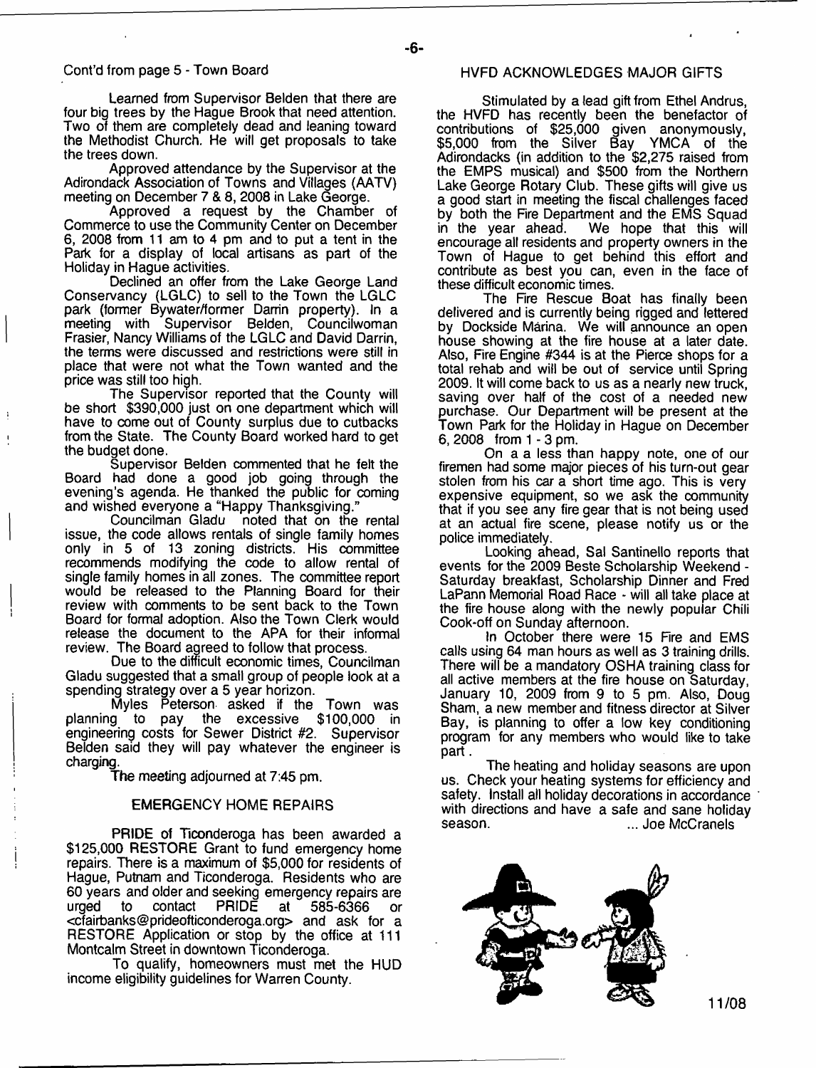Cont'd from page 5 - Town Board

Learned from Supervisor Belden that there are four big trees by the Hague Brook that need attention. Two of them are completely dead and leaning toward the Methodist Church. He will get proposals to take the trees down.

Approved attendance by the Supervisor at the Adirondack Association of Towns and Villages (AATV) meeting on December 7 & 8, 2008 in Lake George.

Approved a request by the Chamber of Commerce to use the Community Center on December 6, 2008 from 11 am to 4 pm and to put a tent in the Park for a display of local artisans as part of the Holiday in Hague activities.

Declined an offer from the Lake George Land Conservancy (LGLC) to sell to the Town the LGLC park (former Bywater/former Darrin property). In a meeting with Supervisor Belden, Councilwoman Frasier, Nancy Williams of the LGLC and David Darrin, the terms were discussed and restrictions were still in place that were not what the Town wanted and the price was still too high.

The Supervisor reported that the County will be short $390,000 just on one department which will have to come out of County surplus due to cutbacks from the State. The County Board worked hard to get the budget done.

Supervisor Belden commented that he felt the Board had done a good job going through the evening's agenda. He thanked the public for coming and wished everyone a "Happy Thanksgiving."

Councilman Gladu noted that on the rental issue, the code allows rentals of single family homes only in 5 of 13 zoning districts. His committee recommends modifying the code to allow rental of single family homes in all zones. The committee report would be released to the Planning Board for their review with comments to be sent back to the Town Board for formal adoption. Also the Town Clerk would release the document to the APA for their informal review. The Board agreed to follow that process.

Due to the difficult economic times, Councilman Gladu suggested that a small group of people look at a spending strategy over a 5 year horizon.

Myles Peterson asked if the Town was planning to pay the excessive $100,000 in engineering costs for Sewer District #2. Supervisor Belden said they will pay whatever the engineer is charging.

The meeting adjourned at 7:45 pm.

## EMERGENCY HOME REPAIRS

PRIDE of Ticonderoga has been awarded a $125,000 RESTORE Grant to fund emergency home repairs. There is a maximum of $5,000 for residents of Hague, Putnam and Ticonderoga. Residents who are 60 years and older and seeking emergency repairs are urged to contact PRIDE at 585-6366 or <cfairbanks@prideofticonderoga.org> and ask for a RESTORE Application or stop by the office at 111 Montcalm Street in downtown Ticonderoga.

To qualify, homeowners must met the HUD income eligibility guidelines for Warren County.

## HVFD ACKNOWLEDGES MAJOR GIFTS

Stimulated by a lead gift from Ethel Andrus, the HVFD has recently been the benefactor of contributions of $25,000 given anonymously, $5,000 from the Silver Bay YMCA of the Adirondacks (in addition to the $2,275 raised from the EMPS musical) and $500 from the Northern Lake George Rotary Club. These gifts will give us a good start in meeting the fiscal challenges faced by both the Fire Department and the EMS Squad in the year ahead. We hope that this will encourage all residents and property owners in the Town of Hague to get behind this effort and contribute as best you can, even in the face of these difficult economic times.

The Fire Rescue Boat has finally been delivered and is currently being rigged and lettered by Dockside Marina. We will announce an open house showing at the fire house at a later date. Also, Fire Engine #344 is at the Pierce shops for a total rehab and will be out of service until Spring 2009. It will come back to us as a nearly new truck, saving over half of the cost of a needed new purchase. Our Department will be present at the Town Park for the Holiday in Hague on December 6, 2008 from 1 - 3 pm.

On a a less than happy note, one of our firemen had some major pieces of his turn-out gear stolen from his car a short time ago. This is very expensive equipment, so we ask the community that if you see any fire gear that is not being used at an actual fire scene, please notify us or the police immediately.

Looking ahead, Sal Santinello reports that events for the 2009 Beste Scholarship Weekend - Saturday breakfast, Scholarship Dinner and Fred LaPann Memorial Road Race - will all take place at the fire house along with the newly popular Chili Cook-off on Sunday afternoon.

In October there were 15 Fire and EMS calls using 64 man hours as well as 3 training drills. There will be a mandatory OSHA training class for all active members at the fire house on Saturday, January 10, 2009 from 9 to 5 pm. Also, Doug Sham, a new member and fitness director at Silver Bay, is planning to offer a low key conditioning program for any members who would like to take part.

The heating and holiday seasons are upon us. Check your heating systems for efficiency and safety. Install all holiday decorations in accordance with directions and have a safe and sane holiday season. ... Joe McCranels

11/08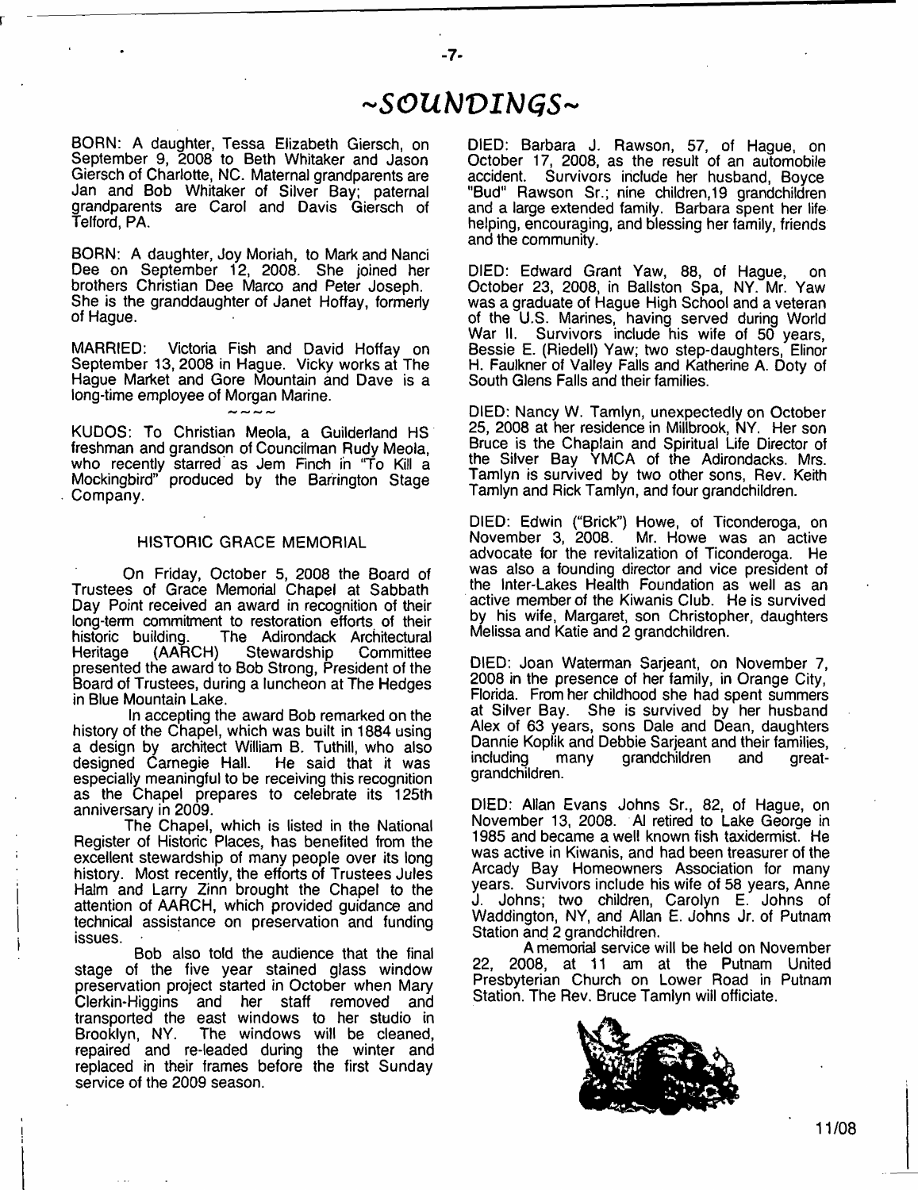# ~SOUNDINGS~

BORN: A daughter, Tessa Elizabeth Giersch, on September 9, 2008 to Beth Whitaker and Jason Giersch of Charlotte, NC. Maternal grandparents are Jan and Bob Whitaker of Silver Bay; paternal grandparents are Carol and Davis Giersch of Telford, PA.

BORN: A daughter, Joy Moriah, to Mark and Nanci Dee on September 12, 2008. She joined her brothers Christian Dee Marco and Peter Joseph. She is the granddaughter of Janet Hoffay, formerly of Hague.

MARRIED: Victoria Fish and David Hoffay on September 13, 2008 in Hague. Vicky works at The Hague Market and Gore Mountain and Dave is a long-time employee of Morgan Marine.

~~~~

KUDOS: To Christian Meola, a Guilderland HS freshman and grandson of Councilman Rudy Meola, who recently starred as Jem Finch in "To Kill a Mockingbird" produced by the Barrington Stage Company.

## HISTORIC GRACE MEMORIAL

On Friday, October 5, 2008 the Board of Trustees of Grace Memorial Chapel at Sabbath Day Point received an award in recognition of their long-term commitment to restoration efforts of their historic building. The Adirondack Architectural Heritage (AARCH) Stewardship Committee presented the award to Bob Strong, President of the Board of Trustees, during a luncheon at The Hedges in Blue Mountain Lake.

In accepting the award Bob remarked on the history of the Chapel, which was built in 1884 using a design by architect William B. Tuthill, who also designed Carnegie Hall. He said that it was especially meaningful to be receiving this recognition as the Chapel prepares to celebrate its 125th anniversary in 2009.

The Chapel, which is listed in the National Register of Historic Places, has benefited from the excellent stewardship of many people over its long history. Most recently, the efforts of Trustees Jules Halm and Larry Zinn brought the Chapel to the attention of AARCH, which provided guidance and technical assistance on preservation and funding issues.

Bob also told the audience that the final stage of the five year stained glass window preservation project started in October when Mary Clerkin-Higgins and her staff removed and transported the east windows to her studio in Brooklyn, NY. The windows will be cleaned, repaired and re-leaded during the winter and replaced in their frames before the first Sunday service of the 2009 season.

DIED: Barbara J. Rawson, 57, of Hague, on October 17, 2008, as the result of an automobile accident. Survivors include her husband, Boyce "Bud" Rawson Sr.; nine children,19 grandchildren and a large extended family. Barbara spent her life helping, encouraging, and blessing her family, friends and the community.

DIED: Edward Grant Yaw, 88, of Hague, on October 23, 2008, in Ballston Spa, NY. Mr. Yaw was a graduate of Hague High School and a veteran of the U.S. Marines, having served during World War II. Survivors include his wife of 50 years, Bessie E. (Riedell) Yaw; two step-daughters, Elinor H. Faulkner of Valley Falls and Katherine A. Doty of South Glens Falls and their families.

DIED: Nancy W. Tamlyn, unexpectedly on October 25, 2008 at her residence in Millbrook, NY. Her son Bruce is the Chaplain and Spiritual Life Director of the Silver Bay YMCA of the Adirondacks. Mrs. Tamlyn is survived by two other sons, Rev. Keith Tamlyn and Rick Tamlyn, and four grandchildren.

DIED: Edwin ("Brick") Howe, of Ticonderoga, on November 3, 2008. Mr. Howe was an active advocate for the revitalization of Ticonderoga. He was also a founding director and vice president of the Inter-Lakes Health Foundation as well as an active member of the Kiwanis Club. He is survived by his wife, Margaret, son Christopher, daughters Melissa and Katie and 2 grandchildren.

DIED: Joan Waterman Sarjeant, on November 7, 2008 in the presence of her family, in Orange City, Florida. From her childhood she had spent summers at Silver Bay. She is survived by her husband Alex of 63 years, sons Dale and Dean, daughters Dannie Koplik and Debbie Sarjeant and their families, including many grandchildren and great-grandchildren.

DIED: Allan Evans Johns Sr., 82, of Hague, on November 13, 2008. Al retired to Lake George in 1985 and became a well known fish taxidermist. He was active in Kiwanis, and had been treasurer of the Arcady Bay Homeowners Association for many years. Survivors include his wife of 58 years, Anne J. Johns; two children, Carolyn E. Johns of Waddington, NY, and Allan E. Johns Jr. of Putnam Station and 2 grandchildren.

A memorial service will be held on November 22, 2008, at 11 am at the Putnam United Presbyterian Church on Lower Road in Putnam Station. The Rev. Bruce Tamlyn will officiate.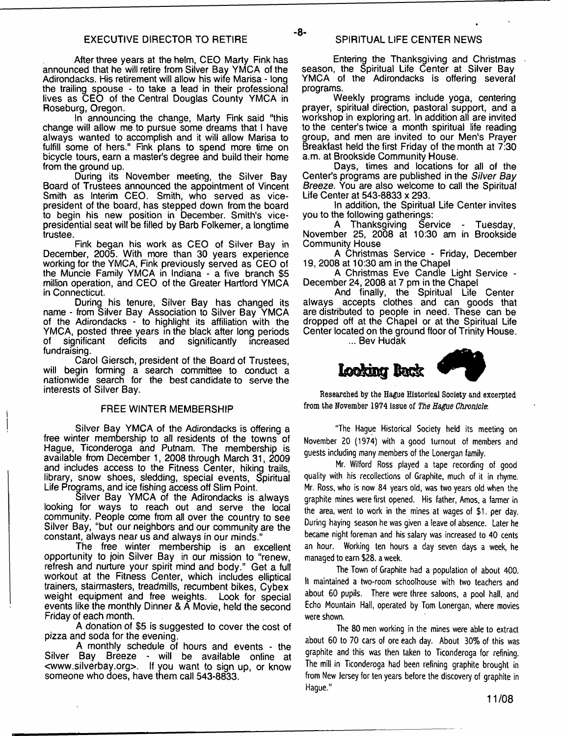## EXECUTIVE DIRECTOR TO RETIRE

After three years at the helm, CEO Marty Fink has announced that he will retire from Silver Bay YMCA of the Adirondacks. His retirement will allow his wife Marisa - long the trailing spouse - to take a lead in their professional lives as CEO of the Central Douglas County YMCA in Roseburg, Oregon.

In announcing the change, Marty Fink said "this change will allow me to pursue some dreams that I have always wanted to accomplish and it will allow Marisa to fulfill some of hers." Fink plans to spend more time on bicycle tours, earn a master's degree and build their home from the ground up.

During its November meeting, the Silver Bay Board of Trustees announced the appointment of Vincent Smith as Interim CEO. Smith, who served as vice-president of the board, has stepped down from the board to begin his new position in December. Smith's vice-presidential seat will be filled by Barb Folkemer, a longtime trustee.

Fink began his work as CEO of Silver Bay in December, 2005. With more than 30 years experience working for the YMCA, Fink previously served as CEO of the Muncie Family YMCA in Indiana - a five branch $5 million operation, and CEO of the Greater Hartford YMCA in Connecticut.

During his tenure, Silver Bay has changed its name - from Silver Bay Association to Silver Bay YMCA of the Adirondacks - to highlight its affiliation with the YMCA, posted three years in the black after long periods of significant deficits and significantly increased fundraising.

Carol Giersch, president of the Board of Trustees, will begin forming a search committee to conduct a nationwide search for the best candidate to serve the interests of Silver Bay.

## FREE WINTER MEMBERSHIP

Silver Bay YMCA of the Adirondacks is offering a free winter membership to all residents of the towns of Hague, Ticonderoga and Putnam. The membership is available from December 1, 2008 through March 31, 2009 and includes access to the Fitness Center, hiking trails, library, snow shoes, sledding, special events, Spiritual Life Programs, and ice fishing access off Slim Point.

Silver Bay YMCA of the Adirondacks is always looking for ways to reach out and serve the local community. People come from all over the country to see Silver Bay, "but our neighbors and our community are the constant, always near us and always in our minds."

The free winter membership is an excellent opportunity to join Silver Bay in our mission to "renew, refresh and nurture your spirit mind and body." Get a full workout at the Fitness Center, which includes elliptical trainers, stairmasters, treadmills, recumbent bikes, Cybex weight equipment and free weights. Look for special events like the monthly Dinner & A Movie, held the second Friday of each month.

A donation of $5 is suggested to cover the cost of pizza and soda for the evening.

A monthly schedule of hours and events - the Silver Bay Breeze - will be available online at <www.silverbay.org>. If you want to sign up, or know someone who does, have them call 543-8833.

## SPIRITUAL LIFE CENTER NEWS

Entering the Thanksgiving and Christmas season, the Spiritual Life Center at Silver Bay YMCA of the Adirondacks is offering several programs.

Weekly programs include yoga, centering prayer, spiritual direction, pastoral support, and a workshop in exploring art. In addition all are invited to the center's twice a month spiritual life reading group, and men are invited to our Men's Prayer Breakfast held the first Friday of the month at 7:30 a.m. at Brookside Community House.

Days, times and locations for all of the Center's programs are published in the *Silver Bay Breeze*. You are also welcome to call the Spiritual Life Center at 543-8833 x 293.

In addition, the Spiritual Life Center invites you to the following gatherings:

A Thanksgiving Service - Tuesday, November 25, 2008 at 10:30 am in Brookside Community House

A Christmas Service - Friday, December 19, 2008 at 10:30 am in the Chapel

A Christmas Eve Candle Light Service - December 24, 2008 at 7 pm in the Chapel

And finally, the Spiritual Life Center always accepts clothes and can goods that are distributed to people in need. These can be dropped off at the Chapel or at the Spiritual Life Center located on the ground floor of Trinity House.

... Bev Hudak

## Looking Back

Researched by the Hague Historical Society and excerpted from the November 1974 issue of *The Hague Chronicle*:

"The Hague Historical Society held its meeting on November 20 (1974) with a good turnout of members and guests including many members of the Lonergan family.

Mr. Wilford Ross played a tape recording of good quality with his recollections of Graphite, much of it in rhyme. Mr. Ross, who is now 84 years old, was two years old when the graphite mines were first opened. His father, Amos, a farmer in the area, went to work in the mines at wages of $1. per day. During haying season he was given a leave of absence. Later he became night foreman and his salary was increased to 40 cents an hour. Working ten hours a day seven days a week, he managed to earn $28. a week.

The Town of Graphite had a population of about 400. It maintained a two-room schoolhouse with two teachers and about 60 pupils. There were three saloons, a pool hall, and Echo Mountain Hall, operated by Tom Lonergan, where movies were shown.

The 80 men working in the mines were able to extract about 60 to 70 cars of ore each day. About 30% of this was graphite and this was then taken to Ticonderoga for refining. The mill in Ticonderoga had been refining graphite brought in from New Jersey for ten years before the discovery of graphite in Hague."

11/08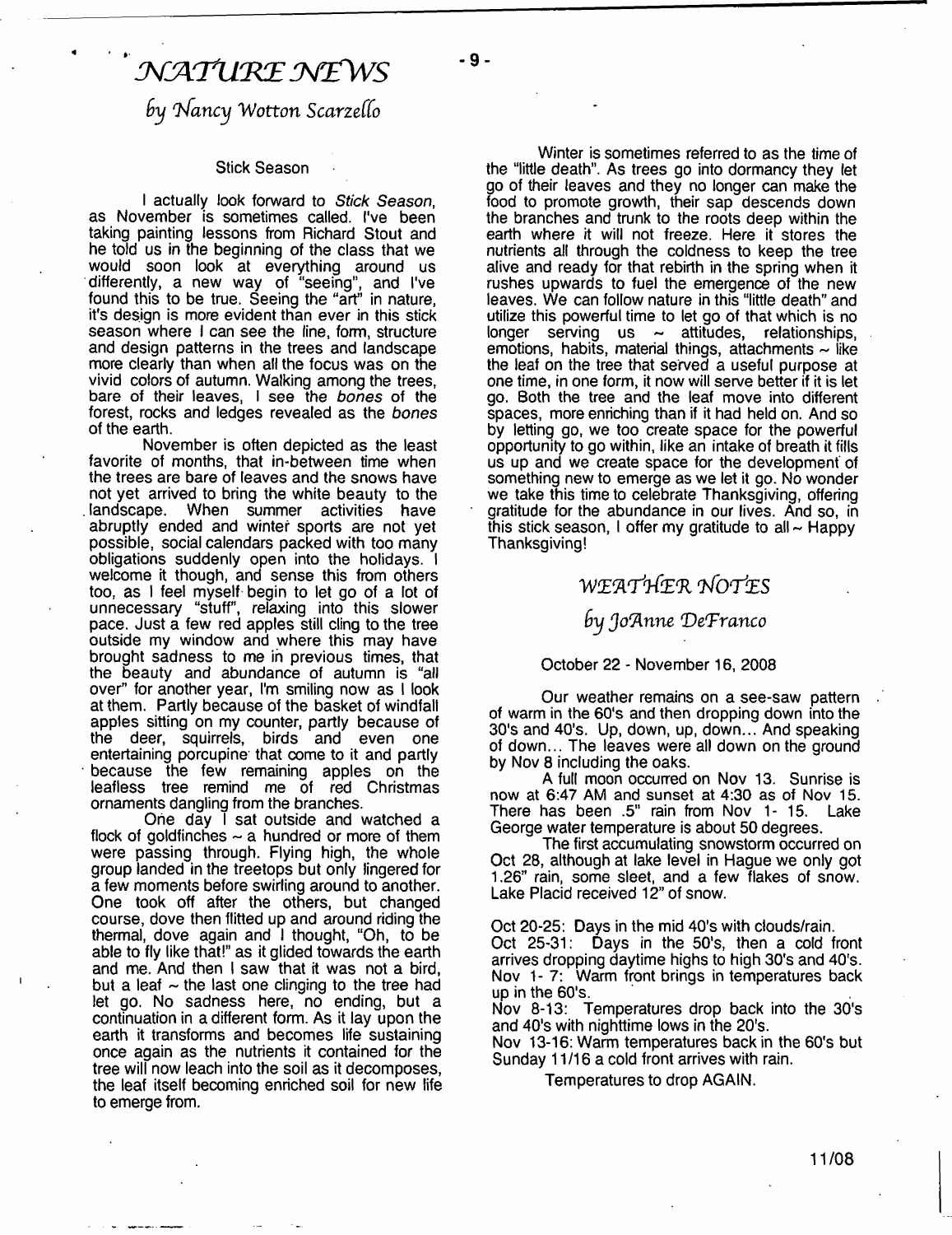# NATURE NEWS

*by Nancy Wotton Scarzello*

## Stick Season

I actually look forward to *Stick Season*, as November is sometimes called. I've been taking painting lessons from Richard Stout and he told us in the beginning of the class that we would soon look at everything around us differently, a new way of "seeing", and I've found this to be true. Seeing the "art" in nature, it's design is more evident than ever in this stick season where I can see the line, form, structure and design patterns in the trees and landscape more clearly than when all the focus was on the vivid colors of autumn. Walking among the trees, bare of their leaves, I see the *bones* of the forest, rocks and ledges revealed as the *bones* of the earth.

November is often depicted as the least favorite of months, that in-between time when the trees are bare of leaves and the snows have not yet arrived to bring the white beauty to the landscape. When summer activities have abruptly ended and winter sports are not yet possible, social calendars packed with too many obligations suddenly open into the holidays. I welcome it though, and sense this from others too, as I feel myself begin to let go of a lot of unnecessary "stuff", relaxing into this slower pace. Just a few red apples still cling to the tree outside my window and where this may have brought sadness to me in previous times, that the beauty and abundance of autumn is "all over" for another year, I'm smiling now as I look at them. Partly because of the basket of windfall apples sitting on my counter, partly because of the deer, squirrels, birds and even one entertaining porcupine that come to it and partly because the few remaining apples on the leafless tree remind me of red Christmas ornaments dangling from the branches.

One day I sat outside and watched a flock of goldfinches ~ a hundred or more of them were passing through. Flying high, the whole group landed in the treetops but only lingered for a few moments before swirling around to another. One took off after the others, but changed course, dove then flitted up and around riding the thermal, dove again and I thought, "Oh, to be able to fly like that!" as it glided towards the earth and me. And then I saw that it was not a bird, but a leaf ~ the last one clinging to the tree had let go. No sadness here, no ending, but a continuation in a different form. As it lay upon the earth it transforms and becomes life sustaining once again as the nutrients it contained for the tree will now leach into the soil as it decomposes, the leaf itself becoming enriched soil for new life to emerge from.

Winter is sometimes referred to as the time of the "little death". As trees go into dormancy they let go of their leaves and they no longer can make the food to promote growth, their sap descends down the branches and trunk to the roots deep within the earth where it will not freeze. Here it stores the nutrients all through the coldness to keep the tree alive and ready for that rebirth in the spring when it rushes upwards to fuel the emergence of the new leaves. We can follow nature in this "little death" and utilize this powerful time to let go of that which is no longer serving us ~ attitudes, relationships, emotions, habits, material things, attachments ~ like the leaf on the tree that served a useful purpose at one time, in one form, it now will serve better if it is let go. Both the tree and the leaf move into different spaces, more enriching than if it had held on. And so by letting go, we too create space for the powerful opportunity to go within, like an intake of breath it fills us up and we create space for the development of something new to emerge as we let it go. No wonder we take this time to celebrate Thanksgiving, offering gratitude for the abundance in our lives. And so, in this stick season, I offer my gratitude to all ~ Happy Thanksgiving!

# WEATHER NOTES

*by JoAnne DeFranco*

October 22 - November 16, 2008

Our weather remains on a see-saw pattern of warm in the 60's and then dropping down into the 30's and 40's. Up, down, up, down... And speaking of down... The leaves were all down on the ground by Nov 8 including the oaks.

A full moon occurred on Nov 13. Sunrise is now at 6:47 AM and sunset at 4:30 as of Nov 15. There has been .5" rain from Nov 1- 15. Lake George water temperature is about 50 degrees.

The first accumulating snowstorm occurred on Oct 28, although at lake level in Hague we only got 1.26" rain, some sleet, and a few flakes of snow. Lake Placid received 12" of snow.

Oct 20-25: Days in the mid 40's with clouds/rain.
Oct 25-31: Days in the 50's, then a cold front arrives dropping daytime highs to high 30's and 40's.
Nov 1- 7: Warm front brings in temperatures back up in the 60's.
Nov 8-13: Temperatures drop back into the 30's and 40's with nighttime lows in the 20's.
Nov 13-16: Warm temperatures back in the 60's but Sunday 11/16 a cold front arrives with rain.

Temperatures to drop AGAIN.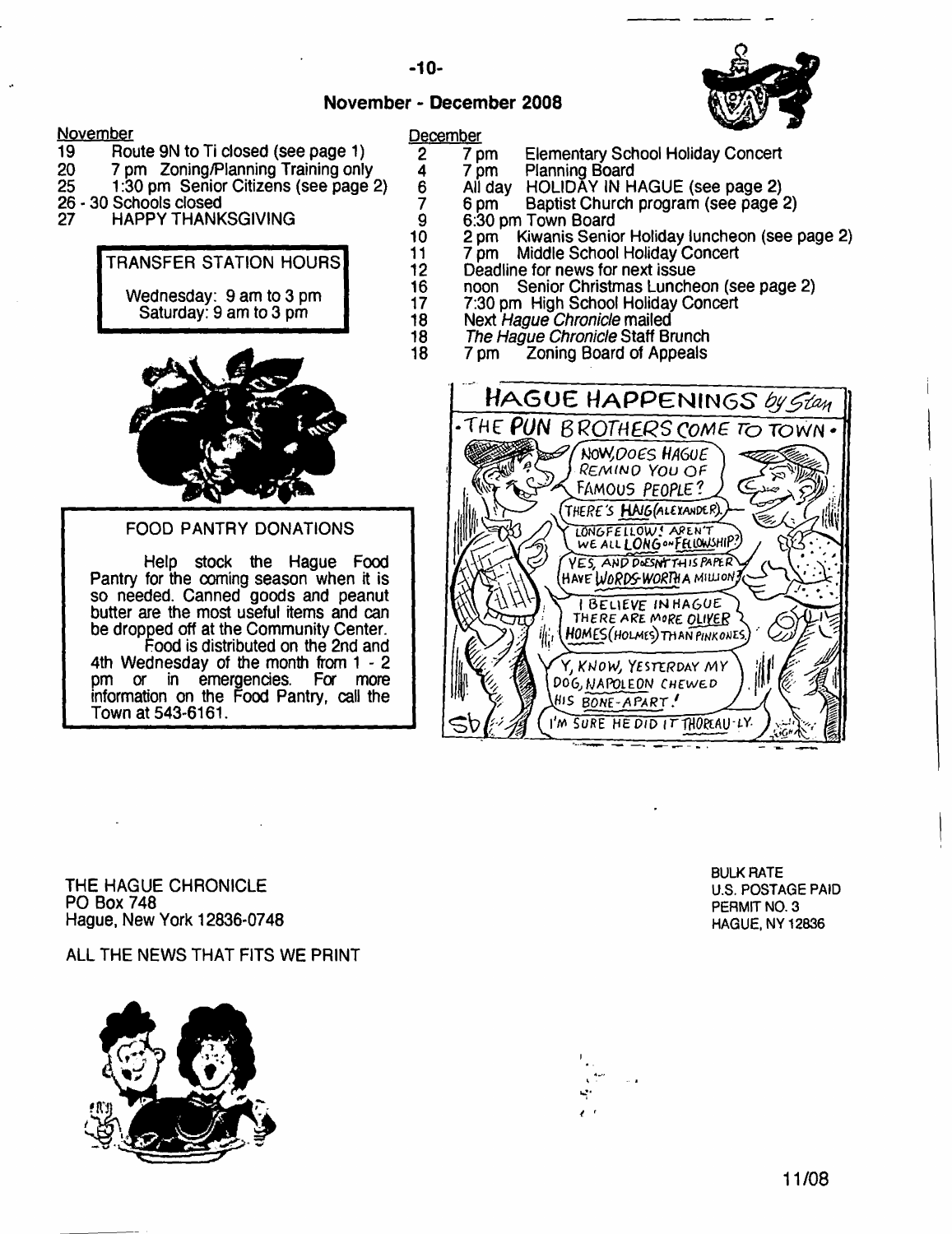## November - December 2008

**November**

19 Route 9N to Ti closed (see page 1)
20 7 pm Zoning/Planning Training only
25 1:30 pm Senior Citizens (see page 2)
26 - 30 Schools closed
27 HAPPY THANKSGIVING

**TRANSFER STATION HOURS**

Wednesday: 9 am to 3 pm
Saturday: 9 am to 3 pm

**FOOD PANTRY DONATIONS**

Help stock the Hague Food Pantry for the coming season when it is so needed. Canned goods and peanut butter are the most useful items and can be dropped off at the Community Center.

Food is distributed on the 2nd and 4th Wednesday of the month from 1 - 2 pm or in emergencies. For more information on the Food Pantry, call the Town at 543-6161.

**December**

2 7 pm Elementary School Holiday Concert
4 7 pm Planning Board
6 All day HOLIDAY IN HAGUE (see page 2)
7 6 pm Baptist Church program (see page 2)
9 6:30 pm Town Board
10 2 pm Kiwanis Senior Holiday luncheon (see page 2)
11 7 pm Middle School Holiday Concert
12 Deadline for news for next issue
16 noon Senior Christmas Luncheon (see page 2)
17 7:30 pm High School Holiday Concert
18 Next *Hague Chronicle* mailed
18 *The Hague Chronicle* Staff Brunch
18 7 pm Zoning Board of Appeals

**HAGUE HAPPENINGS** by Stan

THE PUN BROTHERS COME TO TOWN

NOW, DOES HAGUE REMIND YOU OF FAMOUS PEOPLE?

THERE'S HAIG (ALEXANDER).

LONGFELLOW! AREN'T WE ALL LONG ON FELLOWSHIP?

YES, AND DOESN'T THIS PAPER HAVE WORDS-WORTH A MILLION?

I BELIEVE IN HAGUE THERE ARE MORE OLIVER HOMES (HOLMES) THAN PINKONES.

Y, KNOW, YESTERDAY MY DOG, NAPOLEON CHEWED HIS BONE-APART!

I'M SURE HE DID IT THOREAU-LY.

THE HAGUE CHRONICLE
PO Box 748
Hague, New York 12836-0748

ALL THE NEWS THAT FITS WE PRINT

BULK RATE
U.S. POSTAGE PAID
PERMIT NO. 3
HAGUE, NY 12836

11/08